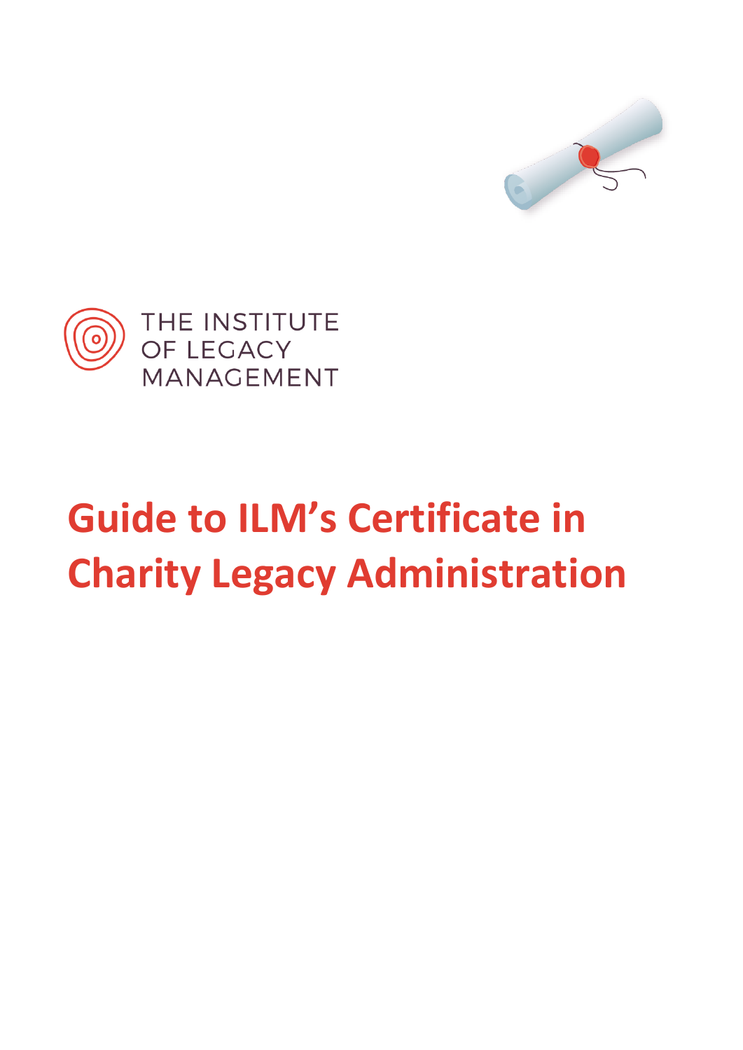THE INSTITUTE OF LEGACY MANAGEMENT

# Guide to ILM's Certificate in Charity Legacy Administration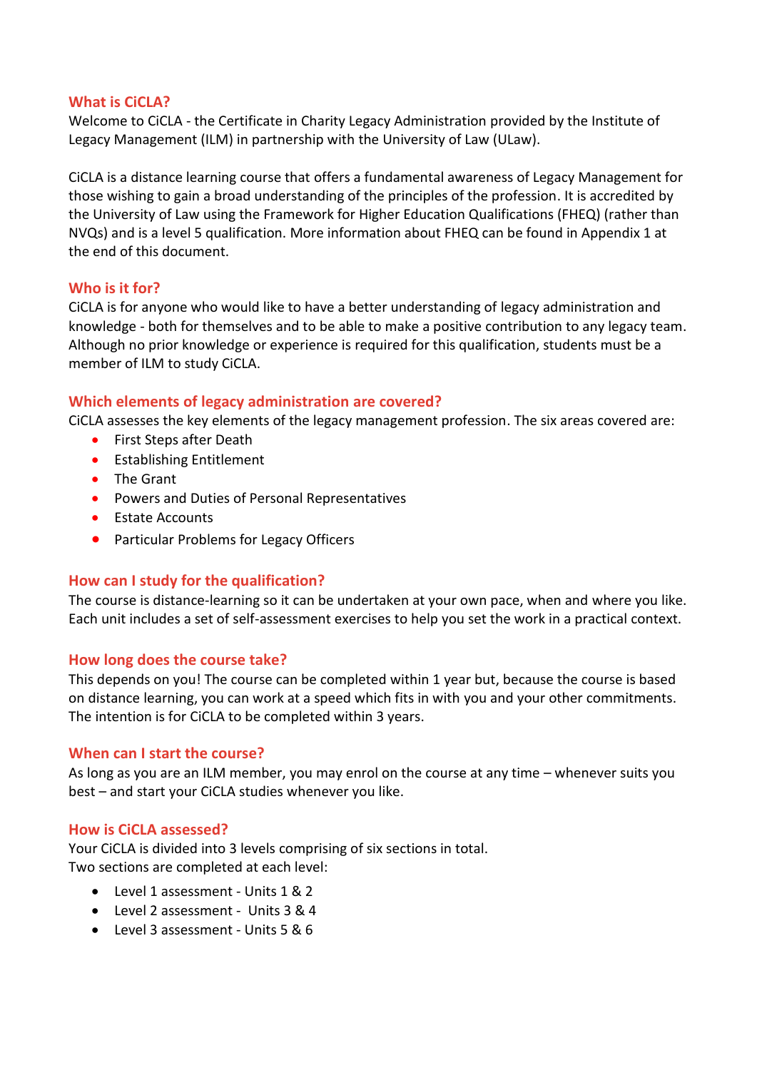## What is CiCLA?

Welcome to CiCLA - the Certificate in Charity Legacy Administration provided by the Institute of Legacy Management (ILM) in partnership with the University of Law (ULaw).

CiCLA is a distance learning course that offers a fundamental awareness of Legacy Management for those wishing to gain a broad understanding of the principles of the profession. It is accredited by the University of Law using the Framework for Higher Education Qualifications (FHEQ) (rather than NVQs) and is a level 5 qualification. More information about FHEQ can be found in Appendix 1 at the end of this document.

## Who is it for?

CiCLA is for anyone who would like to have a better understanding of legacy administration and knowledge - both for themselves and to be able to make a positive contribution to any legacy team. Although no prior knowledge or experience is required for this qualification, students must be a member of ILM to study CiCLA.

## Which elements of legacy administration are covered?

CiCLA assesses the key elements of the legacy management profession. The six areas covered are:

- First Steps after Death
- Establishing Entitlement
- The Grant
- Powers and Duties of Personal Representatives
- Estate Accounts
- Particular Problems for Legacy Officers

## How can I study for the qualification?

The course is distance-learning so it can be undertaken at your own pace, when and where you like. Each unit includes a set of self-assessment exercises to help you set the work in a practical context.

## How long does the course take?

This depends on you! The course can be completed within 1 year but, because the course is based on distance learning, you can work at a speed which fits in with you and your other commitments. The intention is for CiCLA to be completed within 3 years.

## When can I start the course?

As long as you are an ILM member, you may enrol on the course at any time – whenever suits you best – and start your CiCLA studies whenever you like.

## How is CiCLA assessed?

Your CiCLA is divided into 3 levels comprising of six sections in total.
Two sections are completed at each level:

- Level 1 assessment - Units 1 & 2
- Level 2 assessment - Units 3 & 4
- Level 3 assessment - Units 5 & 6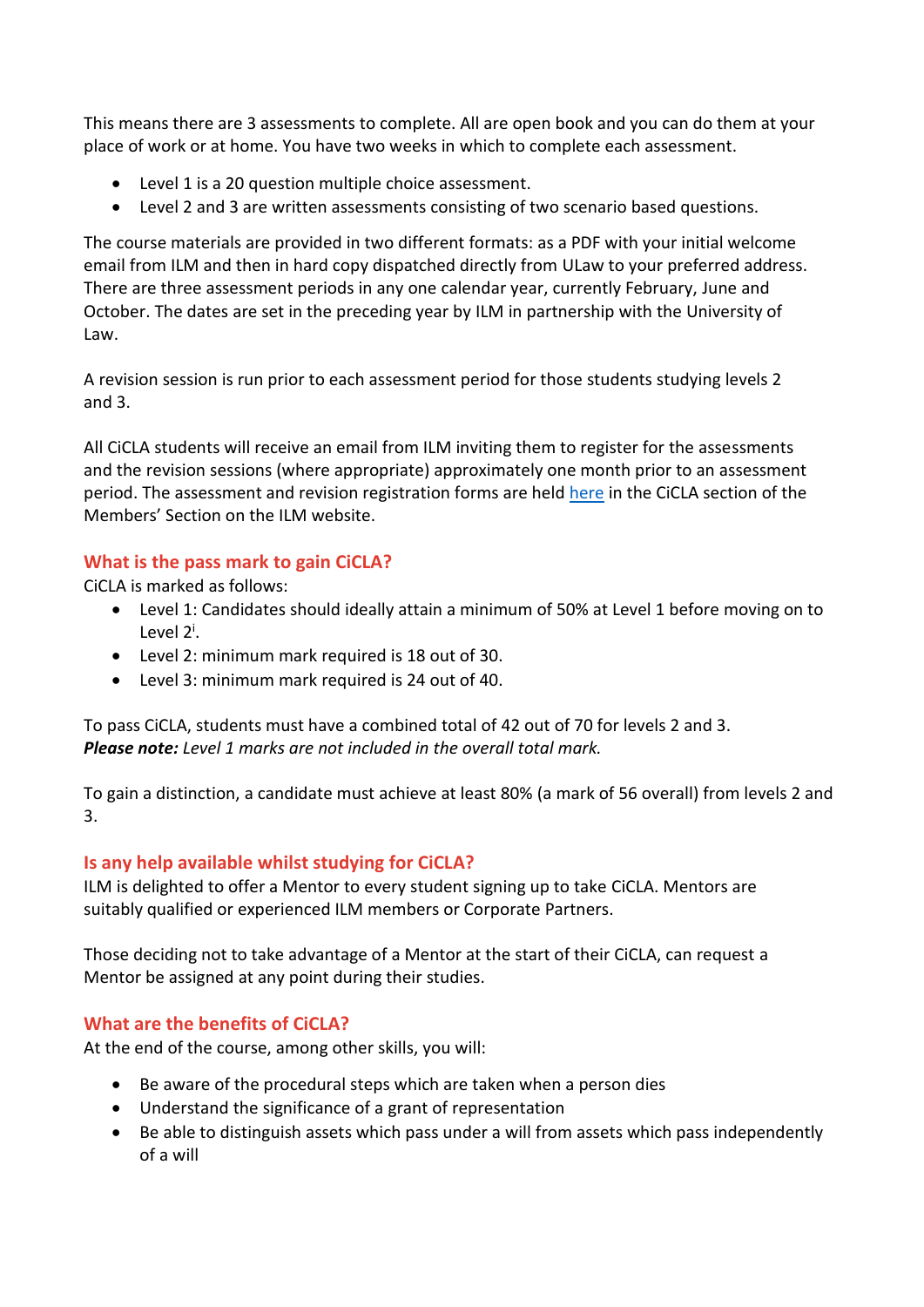This means there are 3 assessments to complete. All are open book and you can do them at your place of work or at home. You have two weeks in which to complete each assessment.

- Level 1 is a 20 question multiple choice assessment.
- Level 2 and 3 are written assessments consisting of two scenario based questions.

The course materials are provided in two different formats: as a PDF with your initial welcome email from ILM and then in hard copy dispatched directly from ULaw to your preferred address. There are three assessment periods in any one calendar year, currently February, June and October. The dates are set in the preceding year by ILM in partnership with the University of Law.

A revision session is run prior to each assessment period for those students studying levels 2 and 3.

All CiCLA students will receive an email from ILM inviting them to register for the assessments and the revision sessions (where appropriate) approximately one month prior to an assessment period. The assessment and revision registration forms are held here in the CiCLA section of the Members' Section on the ILM website.

## What is the pass mark to gain CiCLA?

CiCLA is marked as follows:

- Level 1: Candidates should ideally attain a minimum of 50% at Level 1 before moving on to Level 2[i].
- Level 2: minimum mark required is 18 out of 30.
- Level 3: minimum mark required is 24 out of 40.

To pass CiCLA, students must have a combined total of 42 out of 70 for levels 2 and 3.
***Please note:*** *Level 1 marks are not included in the overall total mark.*

To gain a distinction, a candidate must achieve at least 80% (a mark of 56 overall) from levels 2 and 3.

## Is any help available whilst studying for CiCLA?

ILM is delighted to offer a Mentor to every student signing up to take CiCLA. Mentors are suitably qualified or experienced ILM members or Corporate Partners.

Those deciding not to take advantage of a Mentor at the start of their CiCLA, can request a Mentor be assigned at any point during their studies.

## What are the benefits of CiCLA?

At the end of the course, among other skills, you will:

- Be aware of the procedural steps which are taken when a person dies
- Understand the significance of a grant of representation
- Be able to distinguish assets which pass under a will from assets which pass independently of a will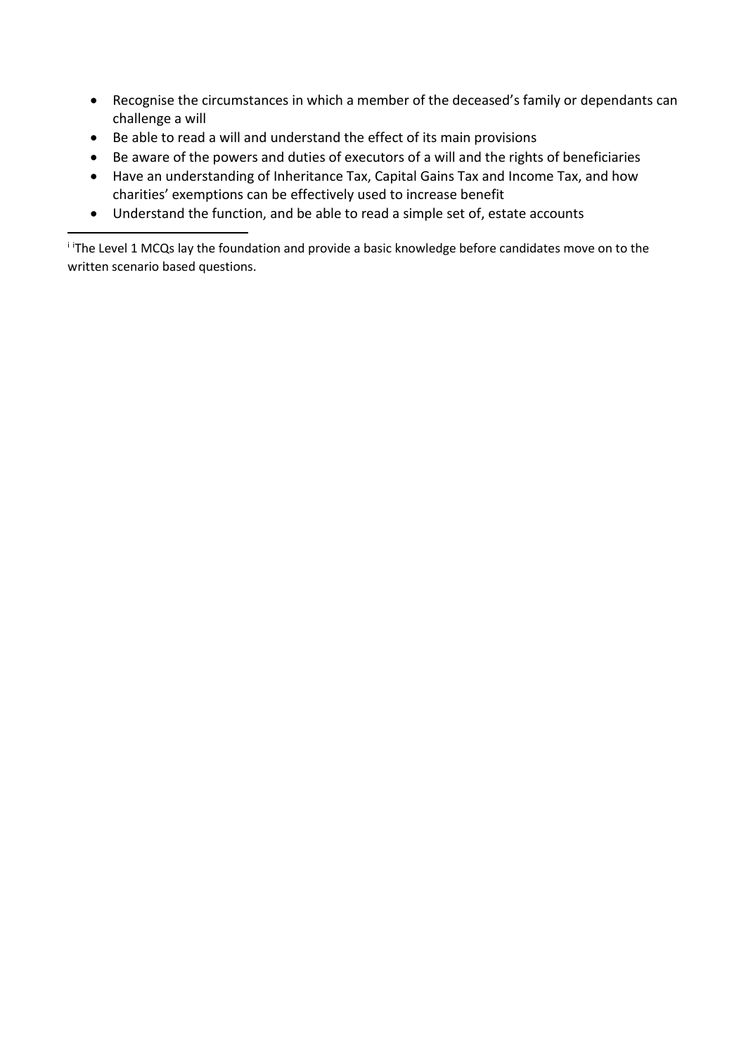- Recognise the circumstances in which a member of the deceased's family or dependants can challenge a will
- Be able to read a will and understand the effect of its main provisions
- Be aware of the powers and duties of executors of a will and the rights of beneficiaries
- Have an understanding of Inheritance Tax, Capital Gains Tax and Income Tax, and how charities' exemptions can be effectively used to increase benefit
- Understand the function, and be able to read a simple set of, estate accounts

---

[i] [i]The Level 1 MCQs lay the foundation and provide a basic knowledge before candidates move on to the written scenario based questions.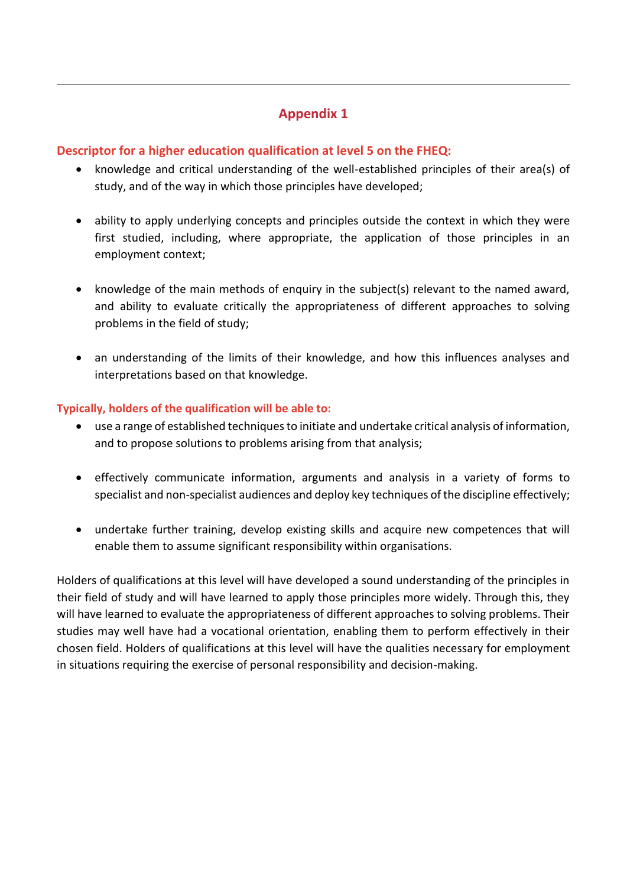## Appendix 1

### Descriptor for a higher education qualification at level 5 on the FHEQ:

- knowledge and critical understanding of the well-established principles of their area(s) of study, and of the way in which those principles have developed;

- ability to apply underlying concepts and principles outside the context in which they were first studied, including, where appropriate, the application of those principles in an employment context;

- knowledge of the main methods of enquiry in the subject(s) relevant to the named award, and ability to evaluate critically the appropriateness of different approaches to solving problems in the field of study;

- an understanding of the limits of their knowledge, and how this influences analyses and interpretations based on that knowledge.

### Typically, holders of the qualification will be able to:

- use a range of established techniques to initiate and undertake critical analysis of information, and to propose solutions to problems arising from that analysis;

- effectively communicate information, arguments and analysis in a variety of forms to specialist and non-specialist audiences and deploy key techniques of the discipline effectively;

- undertake further training, develop existing skills and acquire new competences that will enable them to assume significant responsibility within organisations.

Holders of qualifications at this level will have developed a sound understanding of the principles in their field of study and will have learned to apply those principles more widely. Through this, they will have learned to evaluate the appropriateness of different approaches to solving problems. Their studies may well have had a vocational orientation, enabling them to perform effectively in their chosen field. Holders of qualifications at this level will have the qualities necessary for employment in situations requiring the exercise of personal responsibility and decision-making.